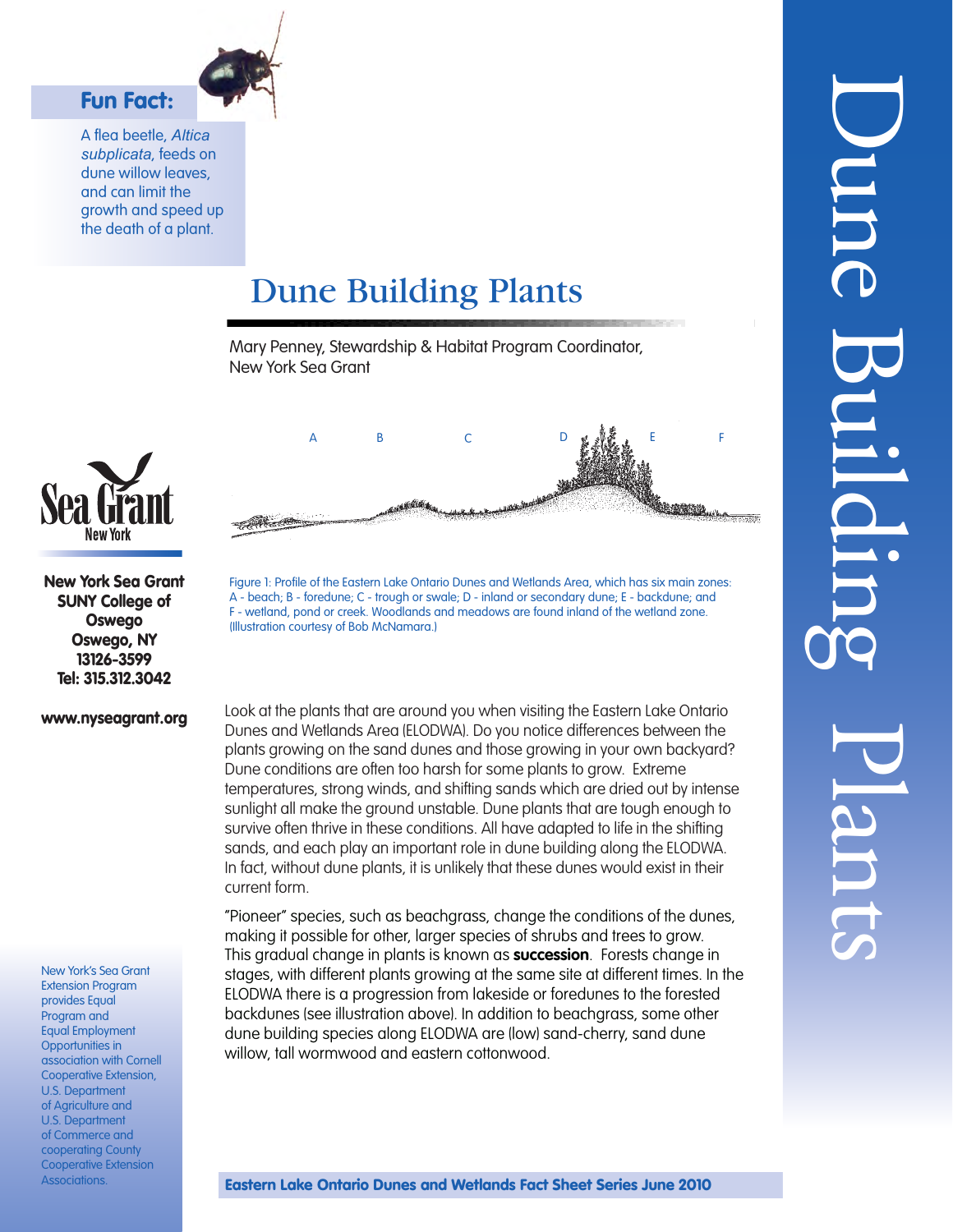# Dune Building Plants

**Fun Fact:**

A flea beetle, *Altica subplicata*, feeds on dune willow leaves, and can limit the growth and speed up the death of a plant.

## Dune Building Plants

Mary Penney, Stewardship & Habitat Program Coordinator, New York Sea Grant

**New York Sea Grant**
**SUNY College of Oswego**
**Oswego, NY 13126-3599**
**Tel: 315.312.3042**

**www.nyseagrant.org**

Figure 1: Profile of the Eastern Lake Ontario Dunes and Wetlands Area, which has six main zones: A - beach; B - foredune; C - trough or swale; D - inland or secondary dune; E - backdune; and F - wetland, pond or creek. Woodlands and meadows are found inland of the wetland zone. (Illustration courtesy of Bob McNamara.)

Look at the plants that are around you when visiting the Eastern Lake Ontario Dunes and Wetlands Area (ELODWA). Do you notice differences between the plants growing on the sand dunes and those growing in your own backyard? Dune conditions are often too harsh for some plants to grow. Extreme temperatures, strong winds, and shifting sands which are dried out by intense sunlight all make the ground unstable. Dune plants that are tough enough to survive often thrive in these conditions. All have adapted to life in the shifting sands, and each play an important role in dune building along the ELODWA. In fact, without dune plants, it is unlikely that these dunes would exist in their current form.

"Pioneer" species, such as beachgrass, change the conditions of the dunes, making it possible for other, larger species of shrubs and trees to grow. This gradual change in plants is known as **succession**. Forests change in stages, with different plants growing at the same site at different times. In the ELODWA there is a progression from lakeside or foredunes to the forested backdunes (see illustration above). In addition to beachgrass, some other dune building species along ELODWA are (low) sand-cherry, sand dune willow, tall wormwood and eastern cottonwood.

New York's Sea Grant Extension Program provides Equal Program and Equal Employment Opportunities in association with Cornell Cooperative Extension, U.S. Department of Agriculture and U.S. Department of Commerce and cooperating County Cooperative Extension Associations.

**Eastern Lake Ontario Dunes and Wetlands Fact Sheet Series June 2010**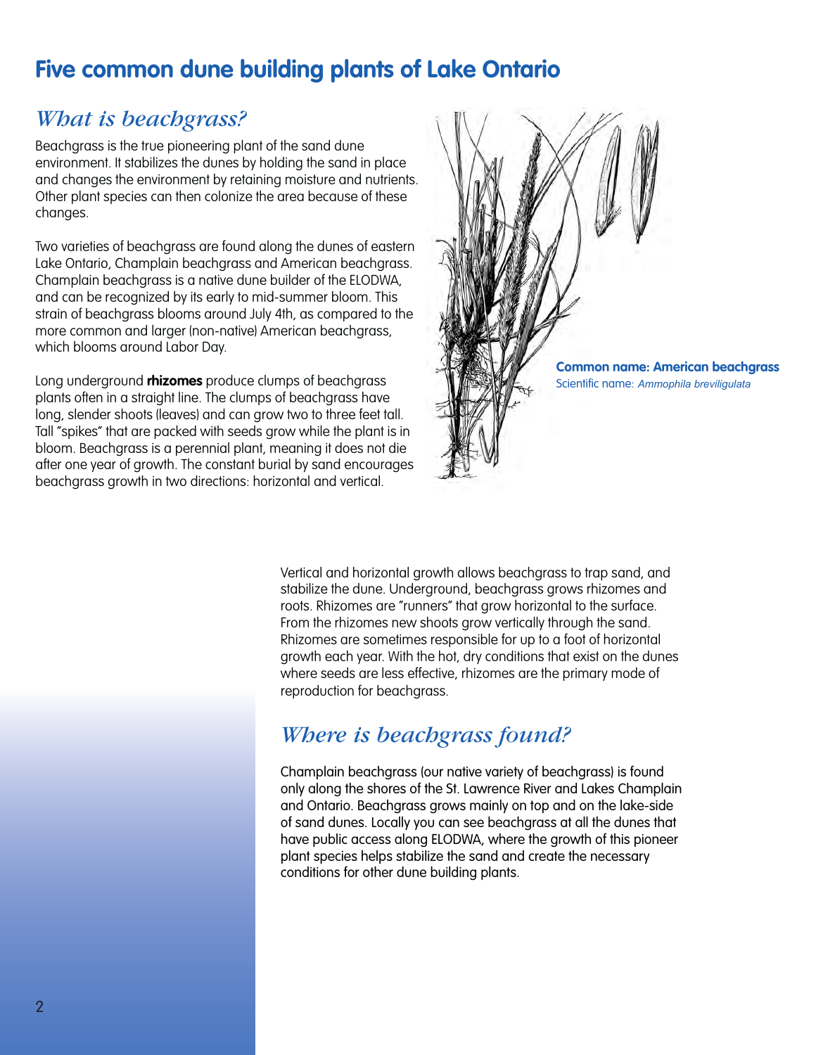# Five common dune building plants of Lake Ontario

## *What is beachgrass?*

Beachgrass is the true pioneering plant of the sand dune environment. It stabilizes the dunes by holding the sand in place and changes the environment by retaining moisture and nutrients. Other plant species can then colonize the area because of these changes.

Two varieties of beachgrass are found along the dunes of eastern Lake Ontario, Champlain beachgrass and American beachgrass. Champlain beachgrass is a native dune builder of the ELODWA, and can be recognized by its early to mid-summer bloom. This strain of beachgrass blooms around July 4th, as compared to the more common and larger (non-native) American beachgrass, which blooms around Labor Day.

Long underground **rhizomes** produce clumps of beachgrass plants often in a straight line. The clumps of beachgrass have long, slender shoots (leaves) and can grow two to three feet tall. Tall "spikes" that are packed with seeds grow while the plant is in bloom. Beachgrass is a perennial plant, meaning it does not die after one year of growth. The constant burial by sand encourages beachgrass growth in two directions: horizontal and vertical.

**Common name: American beachgrass**
Scientific name: *Ammophila breviligulata*

Vertical and horizontal growth allows beachgrass to trap sand, and stabilize the dune. Underground, beachgrass grows rhizomes and roots. Rhizomes are "runners" that grow horizontal to the surface. From the rhizomes new shoots grow vertically through the sand. Rhizomes are sometimes responsible for up to a foot of horizontal growth each year. With the hot, dry conditions that exist on the dunes where seeds are less effective, rhizomes are the primary mode of reproduction for beachgrass.

## *Where is beachgrass found?*

Champlain beachgrass (our native variety of beachgrass) is found only along the shores of the St. Lawrence River and Lakes Champlain and Ontario. Beachgrass grows mainly on top and on the lake-side of sand dunes. Locally you can see beachgrass at all the dunes that have public access along ELODWA, where the growth of this pioneer plant species helps stabilize the sand and create the necessary conditions for other dune building plants.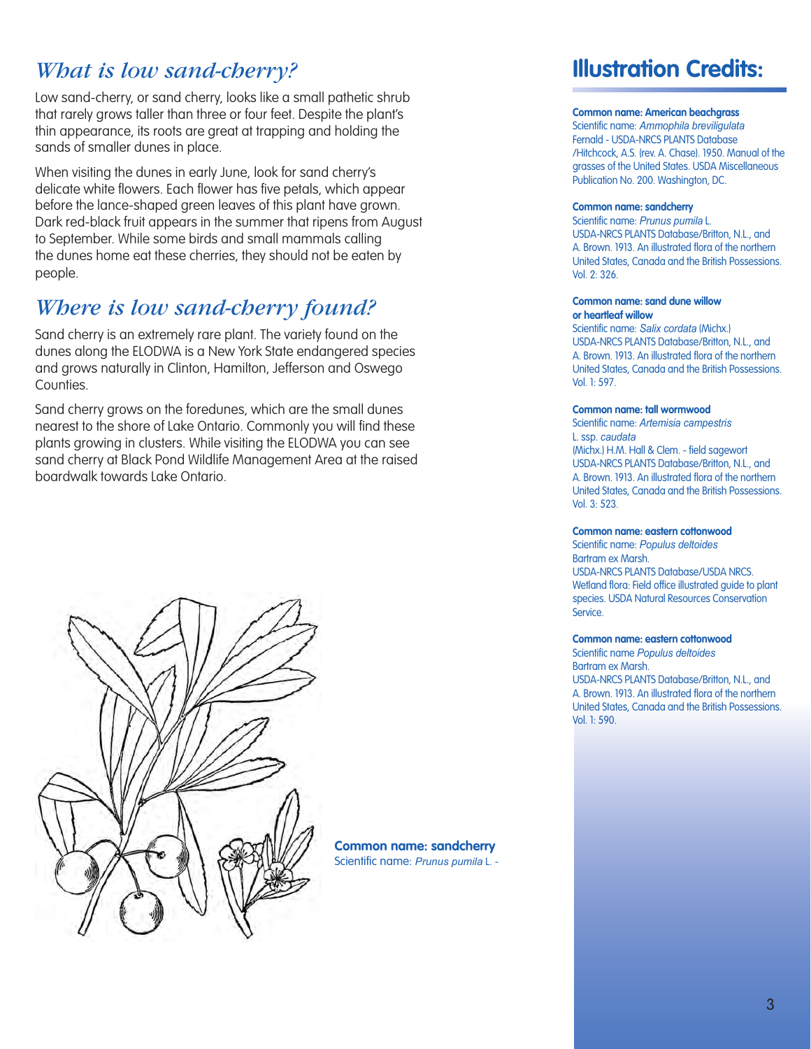## *What is low sand-cherry?*

Low sand-cherry, or sand cherry, looks like a small pathetic shrub that rarely grows taller than three or four feet. Despite the plant's thin appearance, its roots are great at trapping and holding the sands of smaller dunes in place.

When visiting the dunes in early June, look for sand cherry's delicate white flowers. Each flower has five petals, which appear before the lance-shaped green leaves of this plant have grown. Dark red-black fruit appears in the summer that ripens from August to September. While some birds and small mammals calling the dunes home eat these cherries, they should not be eaten by people.

## *Where is low sand-cherry found?*

Sand cherry is an extremely rare plant. The variety found on the dunes along the ELODWA is a New York State endangered species and grows naturally in Clinton, Hamilton, Jefferson and Oswego Counties.

Sand cherry grows on the foredunes, which are the small dunes nearest to the shore of Lake Ontario. Commonly you will find these plants growing in clusters. While visiting the ELODWA you can see sand cherry at Black Pond Wildlife Management Area at the raised boardwalk towards Lake Ontario.

**Common name: sandcherry**
Scientific name: *Prunus pumila* L. -

# Illustration Credits:

**Common name: American beachgrass**
Scientific name: *Ammophila breviligulata* Fernald - USDA-NRCS PLANTS Database /Hitchcock, A.S. (rev. A. Chase). 1950. Manual of the grasses of the United States. USDA Miscellaneous Publication No. 200. Washington, DC.

**Common name: sandcherry**
Scientific name: *Prunus pumila* L.
USDA-NRCS PLANTS Database/Britton, N.L., and A. Brown. 1913. An illustrated flora of the northern United States, Canada and the British Possessions. Vol. 2: 326.

**Common name: sand dune willow or heartleaf willow**
Scientific name: *Salix cordata* (Michx.)
USDA-NRCS PLANTS Database/Britton, N.L., and A. Brown. 1913. An illustrated flora of the northern United States, Canada and the British Possessions. Vol. 1: 597.

**Common name: tall wormwood**
Scientific name: *Artemisia campestris* L. ssp. *caudata* (Michx.) H.M. Hall & Clem. - field sagewort
USDA-NRCS PLANTS Database/Britton, N.L., and A. Brown. 1913. An illustrated flora of the northern United States, Canada and the British Possessions. Vol. 3: 523.

**Common name: eastern cottonwood**
Scientific name: *Populus deltoides* Bartram ex Marsh.
USDA-NRCS PLANTS Database/USDA NRCS. Wetland flora: Field office illustrated guide to plant species. USDA Natural Resources Conservation Service.

**Common name: eastern cottonwood**
Scientific name *Populus deltoides* Bartram ex Marsh.
USDA-NRCS PLANTS Database/Britton, N.L., and A. Brown. 1913. An illustrated flora of the northern United States, Canada and the British Possessions. Vol. 1: 590.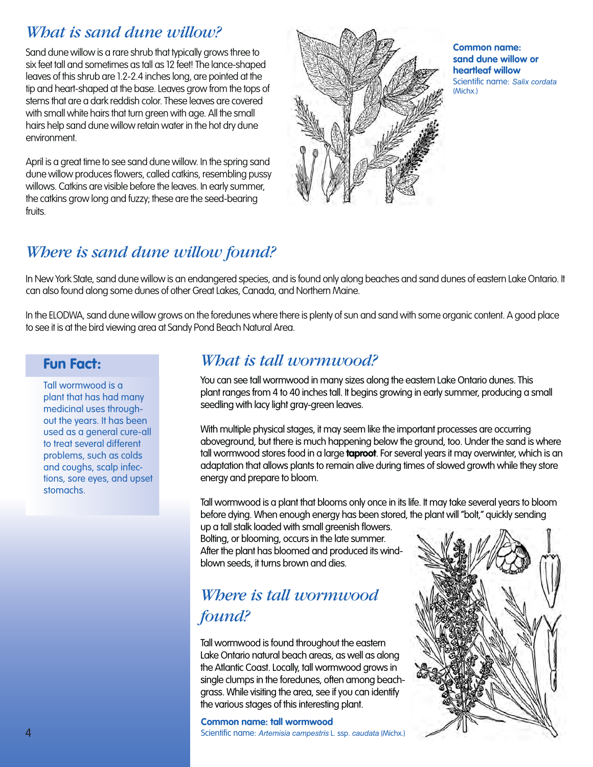## *What is sand dune willow?*

Sand dune willow is a rare shrub that typically grows three to six feet tall and sometimes as tall as 12 feet! The lance-shaped leaves of this shrub are 1.2-2.4 inches long, are pointed at the tip and heart-shaped at the base. Leaves grow from the tops of stems that are a dark reddish color. These leaves are covered with small white hairs that turn green with age. All the small hairs help sand dune willow retain water in the hot dry dune environment.

April is a great time to see sand dune willow. In the spring sand dune willow produces flowers, called catkins, resembling pussy willows. Catkins are visible before the leaves. In early summer, the catkins grow long and fuzzy; these are the seed-bearing fruits.

**Common name: sand dune willow or heartleaf willow**
Scientific name: *Salix cordata* (Michx.)

## *Where is sand dune willow found?*

In New York State, sand dune willow is an endangered species, and is found only along beaches and sand dunes of eastern Lake Ontario. It can also found along some dunes of other Great Lakes, Canada, and Northern Maine.

In the ELODWA, sand dune willow grows on the foredunes where there is plenty of sun and sand with some organic content. A good place to see it is at the bird viewing area at Sandy Pond Beach Natural Area.

### Fun Fact:

Tall wormwood is a plant that has had many medicinal uses throughout the years. It has been used as a general cure-all to treat several different problems, such as colds and coughs, scalp infections, sore eyes, and upset stomachs.

## *What is tall wormwood?*

You can see tall wormwood in many sizes along the eastern Lake Ontario dunes. This plant ranges from 4 to 40 inches tall. It begins growing in early summer, producing a small seedling with lacy light gray-green leaves.

With multiple physical stages, it may seem like the important processes are occurring aboveground, but there is much happening below the ground, too. Under the sand is where tall wormwood stores food in a large **taproot**. For several years it may overwinter, which is an adaptation that allows plants to remain alive during times of slowed growth while they store energy and prepare to bloom.

Tall wormwood is a plant that blooms only once in its life. It may take several years to bloom before dying. When enough energy has been stored, the plant will "bolt," quickly sending up a tall stalk loaded with small greenish flowers. Bolting, or blooming, occurs in the late summer. After the plant has bloomed and produced its wind-blown seeds, it turns brown and dies.

## *Where is tall wormwood found?*

Tall wormwood is found throughout the eastern Lake Ontario natural beach areas, as well as along the Atlantic Coast. Locally, tall wormwood grows in single clumps in the foredunes, often among beachgrass. While visiting the area, see if you can identify the various stages of this interesting plant.

**Common name: tall wormwood**
Scientific name: *Artemisia campestris* L. ssp. *caudata* (Michx.)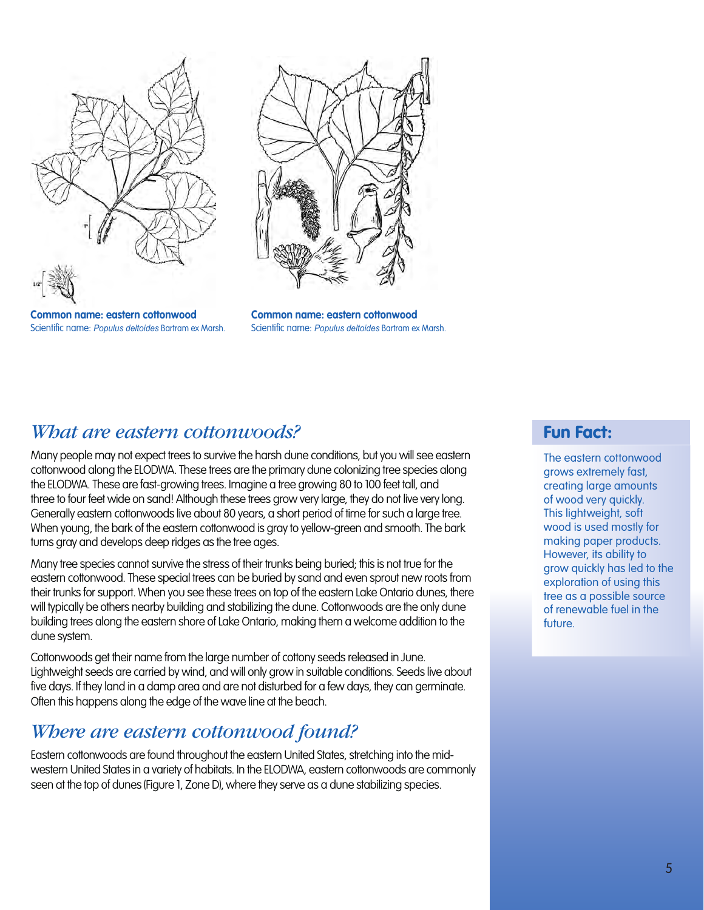**Common name: eastern cottonwood**
Scientific name: *Populus deltoides* Bartram ex Marsh.

**Common name: eastern cottonwood**
Scientific name: *Populus deltoides* Bartram ex Marsh.

## *What are eastern cottonwoods?*

Many people may not expect trees to survive the harsh dune conditions, but you will see eastern cottonwood along the ELODWA. These trees are the primary dune colonizing tree species along the ELODWA. These are fast-growing trees. Imagine a tree growing 80 to 100 feet tall, and three to four feet wide on sand! Although these trees grow very large, they do not live very long. Generally eastern cottonwoods live about 80 years, a short period of time for such a large tree. When young, the bark of the eastern cottonwood is gray to yellow-green and smooth. The bark turns gray and develops deep ridges as the tree ages.

Many tree species cannot survive the stress of their trunks being buried; this is not true for the eastern cottonwood. These special trees can be buried by sand and even sprout new roots from their trunks for support. When you see these trees on top of the eastern Lake Ontario dunes, there will typically be others nearby building and stabilizing the dune. Cottonwoods are the only dune building trees along the eastern shore of Lake Ontario, making them a welcome addition to the dune system.

Cottonwoods get their name from the large number of cottony seeds released in June. Lightweight seeds are carried by wind, and will only grow in suitable conditions. Seeds live about five days. If they land in a damp area and are not disturbed for a few days, they can germinate. Often this happens along the edge of the wave line at the beach.

## *Where are eastern cottonwood found?*

Eastern cottonwoods are found throughout the eastern United States, stretching into the mid-western United States in a variety of habitats. In the ELODWA, eastern cottonwoods are commonly seen at the top of dunes (Figure 1, Zone D), where they serve as a dune stabilizing species.

### Fun Fact:

The eastern cottonwood grows extremely fast, creating large amounts of wood very quickly. This lightweight, soft wood is used mostly for making paper products. However, its ability to grow quickly has led to the exploration of using this tree as a possible source of renewable fuel in the future.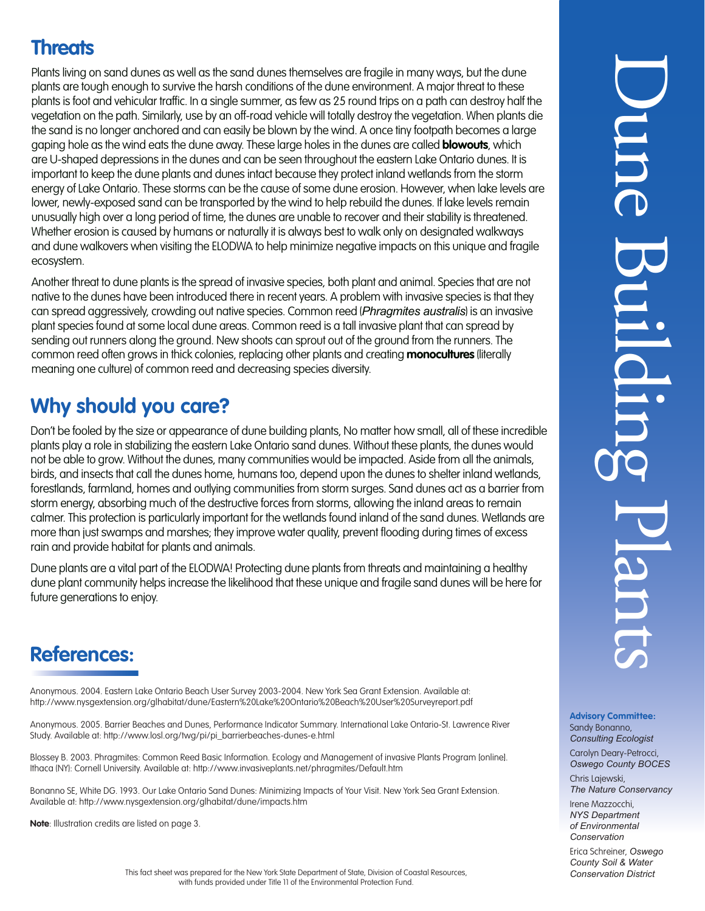## Threats

Plants living on sand dunes as well as the sand dunes themselves are fragile in many ways, but the dune plants are tough enough to survive the harsh conditions of the dune environment. A major threat to these plants is foot and vehicular traffic. In a single summer, as few as 25 round trips on a path can destroy half the vegetation on the path. Similarly, use by an off-road vehicle will totally destroy the vegetation. When plants die the sand is no longer anchored and can easily be blown by the wind. A once tiny footpath becomes a large gaping hole as the wind eats the dune away. These large holes in the dunes are called **blowouts**, which are U-shaped depressions in the dunes and can be seen throughout the eastern Lake Ontario dunes. It is important to keep the dune plants and dunes intact because they protect inland wetlands from the storm energy of Lake Ontario. These storms can be the cause of some dune erosion. However, when lake levels are lower, newly-exposed sand can be transported by the wind to help rebuild the dunes. If lake levels remain unusually high over a long period of time, the dunes are unable to recover and their stability is threatened. Whether erosion is caused by humans or naturally it is always best to walk only on designated walkways and dune walkovers when visiting the ELODWA to help minimize negative impacts on this unique and fragile ecosystem.

Another threat to dune plants is the spread of invasive species, both plant and animal. Species that are not native to the dunes have been introduced there in recent years. A problem with invasive species is that they can spread aggressively, crowding out native species. Common reed (*Phragmites australis*) is an invasive plant species found at some local dune areas. Common reed is a tall invasive plant that can spread by sending out runners along the ground. New shoots can sprout out of the ground from the runners. The common reed often grows in thick colonies, replacing other plants and creating **monocultures** (literally meaning one culture) of common reed and decreasing species diversity.

## Why should you care?

Don't be fooled by the size or appearance of dune building plants, No matter how small, all of these incredible plants play a role in stabilizing the eastern Lake Ontario sand dunes. Without these plants, the dunes would not be able to grow. Without the dunes, many communities would be impacted. Aside from all the animals, birds, and insects that call the dunes home, humans too, depend upon the dunes to shelter inland wetlands, forestlands, farmland, homes and outlying communities from storm surges. Sand dunes act as a barrier from storm energy, absorbing much of the destructive forces from storms, allowing the inland areas to remain calmer. This protection is particularly important for the wetlands found inland of the sand dunes. Wetlands are more than just swamps and marshes; they improve water quality, prevent flooding during times of excess rain and provide habitat for plants and animals.

Dune plants are a vital part of the ELODWA! Protecting dune plants from threats and maintaining a healthy dune plant community helps increase the likelihood that these unique and fragile sand dunes will be here for future generations to enjoy.

## References:

Anonymous. 2004. Eastern Lake Ontario Beach User Survey 2003-2004. New York Sea Grant Extension. Available at: http://www.nysgextension.org/glhabitat/dune/Eastern%20Lake%20Ontario%20Beach%20User%20Surveyreport.pdf

Anonymous. 2005. Barrier Beaches and Dunes, Performance Indicator Summary. International Lake Ontario-St. Lawrence River Study. Available at: http://www.losl.org/twg/pi/pi_barrierbeaches-dunes-e.html

Blossey B. 2003. Phragmites: Common Reed Basic Information. Ecology and Management of invasive Plants Program [online]. Ithaca (NY): Cornell University. Available at: http://www.invasiveplants.net/phragmites/Default.htm

Bonanno SE, White DG. 1993. Our Lake Ontario Sand Dunes: Minimizing Impacts of Your Visit. New York Sea Grant Extension. Available at: http://www.nysgextension.org/glhabitat/dune/impacts.htm

**Note**: Illustration credits are listed on page 3.

This fact sheet was prepared for the New York State Department of State, Division of Coastal Resources, with funds provided under Title 11 of the Environmental Protection Fund.

# Dune Building Plants

**Advisory Committee:**

Sandy Bonanno, *Consulting Ecologist*

Carolyn Deary-Petrocci, *Oswego County BOCES*

Chris Lajewski, *The Nature Conservancy*

Irene Mazzocchi, *NYS Department of Environmental Conservation*

Erica Schreiner, *Oswego County Soil & Water Conservation District*